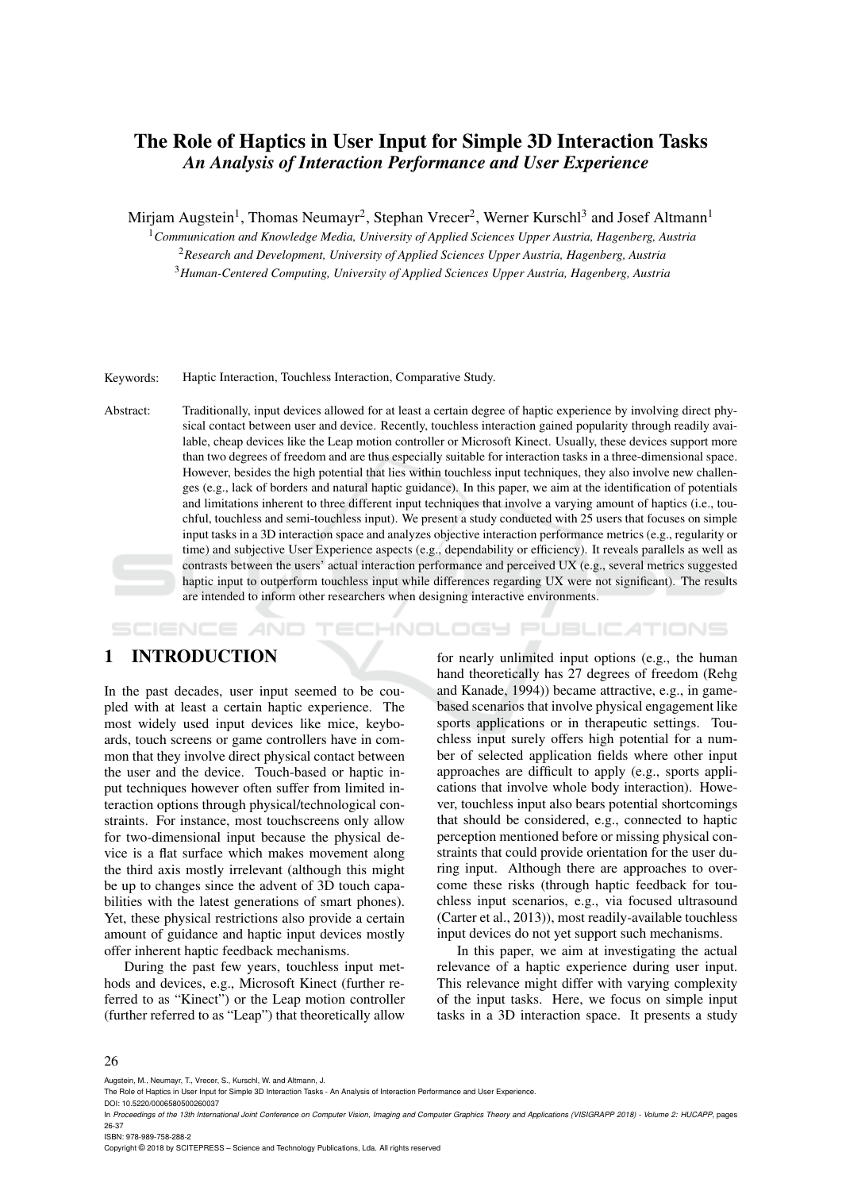# The Role of Haptics in User Input for Simple 3D Interaction Tasks
## *An Analysis of Interaction Performance and User Experience*

Mirjam Augstein[1], Thomas Neumayr[2], Stephan Vrecer[2], Werner Kurschl[3] and Josef Altmann[1]

[1] *Communication and Knowledge Media, University of Applied Sciences Upper Austria, Hagenberg, Austria*
[2] *Research and Development, University of Applied Sciences Upper Austria, Hagenberg, Austria*
[3] *Human-Centered Computing, University of Applied Sciences Upper Austria, Hagenberg, Austria*

Keywords: Haptic Interaction, Touchless Interaction, Comparative Study.

Abstract: Traditionally, input devices allowed for at least a certain degree of haptic experience by involving direct physical contact between user and device. Recently, touchless interaction gained popularity through readily available, cheap devices like the Leap motion controller or Microsoft Kinect. Usually, these devices support more than two degrees of freedom and are thus especially suitable for interaction tasks in a three-dimensional space. However, besides the high potential that lies within touchless input techniques, they also involve new challenges (e.g., lack of borders and natural haptic guidance). In this paper, we aim at the identification of potentials and limitations inherent to three different input techniques that involve a varying amount of haptics (i.e., touchful, touchless and semi-touchless input). We present a study conducted with 25 users that focuses on simple input tasks in a 3D interaction space and analyzes objective interaction performance metrics (e.g., regularity or time) and subjective User Experience aspects (e.g., dependability or efficiency). It reveals parallels as well as contrasts between the users' actual interaction performance and perceived UX (e.g., several metrics suggested haptic input to outperform touchless input while differences regarding UX were not significant). The results are intended to inform other researchers when designing interactive environments.

## 1 INTRODUCTION

In the past decades, user input seemed to be coupled with at least a certain haptic experience. The most widely used input devices like mice, keyboards, touch screens or game controllers have in common that they involve direct physical contact between the user and the device. Touch-based or haptic input techniques however often suffer from limited interaction options through physical/technological constraints. For instance, most touchscreens only allow for two-dimensional input because the physical device is a flat surface which makes movement along the third axis mostly irrelevant (although this might be up to changes since the advent of 3D touch capabilities with the latest generations of smart phones). Yet, these physical restrictions also provide a certain amount of guidance and haptic input devices mostly offer inherent haptic feedback mechanisms.

During the past few years, touchless input methods and devices, e.g., Microsoft Kinect (further referred to as "Kinect") or the Leap motion controller (further referred to as "Leap") that theoretically allow for nearly unlimited input options (e.g., the human hand theoretically has 27 degrees of freedom (Rehg and Kanade, 1994)) became attractive, e.g., in game-based scenarios that involve physical engagement like sports applications or in therapeutic settings. Touchless input surely offers high potential for a number of selected application fields where other input approaches are difficult to apply (e.g., sports applications that involve whole body interaction). However, touchless input also bears potential shortcomings that should be considered, e.g., connected to haptic perception mentioned before or missing physical constraints that could provide orientation for the user during input. Although there are approaches to overcome these risks (through haptic feedback for touchless input scenarios, e.g., via focused ultrasound (Carter et al., 2013)), most readily-available touchless input devices do not yet support such mechanisms.

In this paper, we aim at investigating the actual relevance of a haptic experience during user input. This relevance might differ with varying complexity of the input tasks. Here, we focus on simple input tasks in a 3D interaction space. It presents a study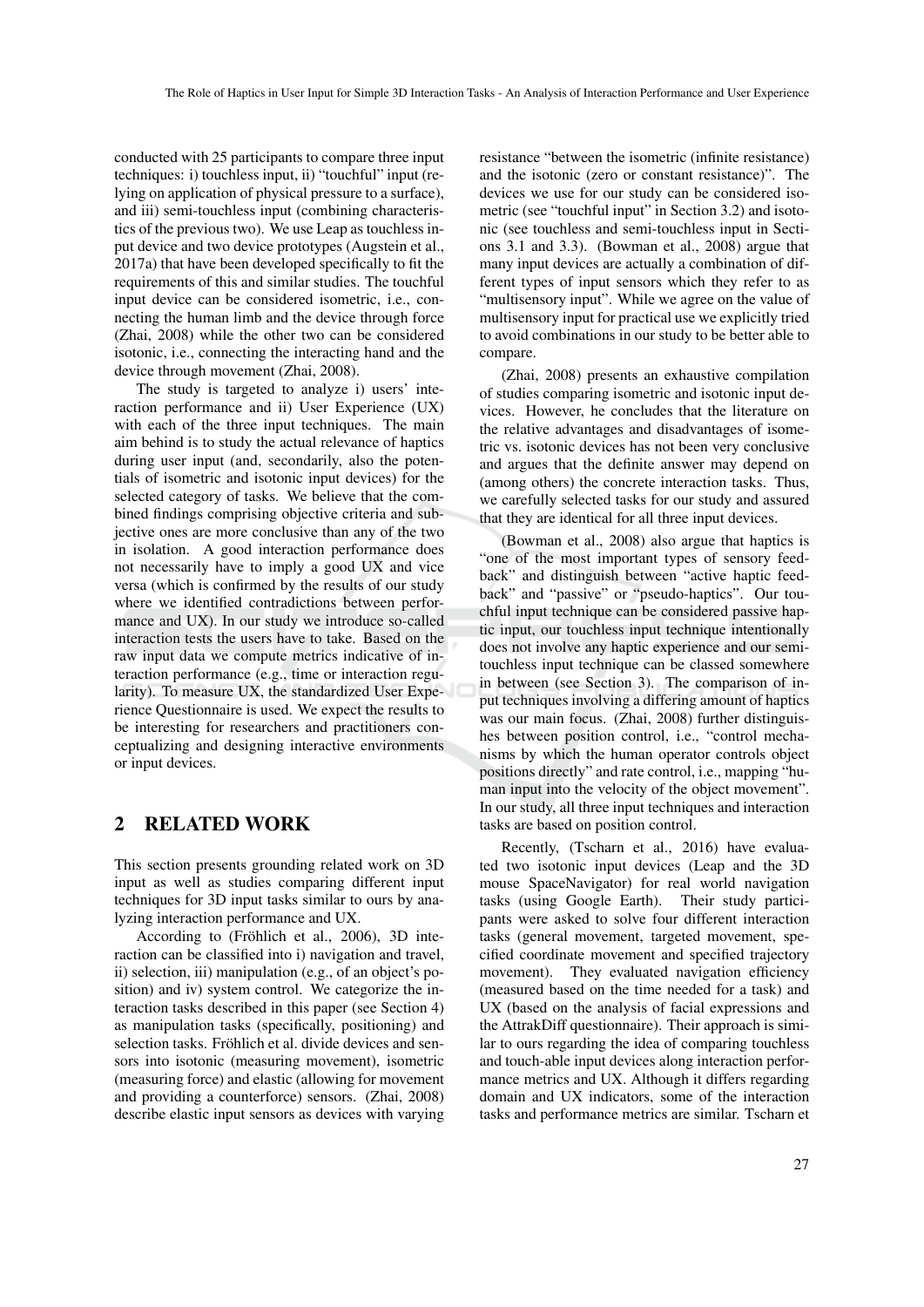conducted with 25 participants to compare three input techniques: i) touchless input, ii) "touchful" input (relying on application of physical pressure to a surface), and iii) semi-touchless input (combining characteristics of the previous two). We use Leap as touchless input device and two device prototypes (Augstein et al., 2017a) that have been developed specifically to fit the requirements of this and similar studies. The touchful input device can be considered isometric, i.e., connecting the human limb and the device through force (Zhai, 2008) while the other two can be considered isotonic, i.e., connecting the interacting hand and the device through movement (Zhai, 2008).

The study is targeted to analyze i) users' interaction performance and ii) User Experience (UX) with each of the three input techniques. The main aim behind is to study the actual relevance of haptics during user input (and, secondarily, also the potentials of isometric and isotonic input devices) for the selected category of tasks. We believe that the combined findings comprising objective criteria and subjective ones are more conclusive than any of the two in isolation. A good interaction performance does not necessarily have to imply a good UX and vice versa (which is confirmed by the results of our study where we identified contradictions between performance and UX). In our study we introduce so-called interaction tests the users have to take. Based on the raw input data we compute metrics indicative of interaction performance (e.g., time or interaction regularity). To measure UX, the standardized User Experience Questionnaire is used. We expect the results to be interesting for researchers and practitioners conceptualizing and designing interactive environments or input devices.

## 2 RELATED WORK

This section presents grounding related work on 3D input as well as studies comparing different input techniques for 3D input tasks similar to ours by analyzing interaction performance and UX.

According to (Fröhlich et al., 2006), 3D interaction can be classified into i) navigation and travel, ii) selection, iii) manipulation (e.g., of an object's position) and iv) system control. We categorize the interaction tasks described in this paper (see Section 4) as manipulation tasks (specifically, positioning) and selection tasks. Fröhlich et al. divide devices and sensors into isotonic (measuring movement), isometric (measuring force) and elastic (allowing for movement and providing a counterforce) sensors. (Zhai, 2008) describe elastic input sensors as devices with varying resistance "between the isometric (infinite resistance) and the isotonic (zero or constant resistance)". The devices we use for our study can be considered isometric (see "touchful input" in Section 3.2) and isotonic (see touchless and semi-touchless input in Sections 3.1 and 3.3). (Bowman et al., 2008) argue that many input devices are actually a combination of different types of input sensors which they refer to as "multisensory input". While we agree on the value of multisensory input for practical use we explicitly tried to avoid combinations in our study to be better able to compare.

(Zhai, 2008) presents an exhaustive compilation of studies comparing isometric and isotonic input devices. However, he concludes that the literature on the relative advantages and disadvantages of isometric vs. isotonic devices has not been very conclusive and argues that the definite answer may depend on (among others) the concrete interaction tasks. Thus, we carefully selected tasks for our study and assured that they are identical for all three input devices.

(Bowman et al., 2008) also argue that haptics is "one of the most important types of sensory feedback" and distinguish between "active haptic feedback" and "passive" or "pseudo-haptics". Our touchful input technique can be considered passive haptic input, our touchless input technique intentionally does not involve any haptic experience and our semi-touchless input technique can be classed somewhere in between (see Section 3). The comparison of input techniques involving a differing amount of haptics was our main focus. (Zhai, 2008) further distinguishes between position control, i.e., "control mechanisms by which the human operator controls object positions directly" and rate control, i.e., mapping "human input into the velocity of the object movement". In our study, all three input techniques and interaction tasks are based on position control.

Recently, (Tscharn et al., 2016) have evaluated two isotonic input devices (Leap and the 3D mouse SpaceNavigator) for real world navigation tasks (using Google Earth). Their study participants were asked to solve four different interaction tasks (general movement, targeted movement, specified coordinate movement and specified trajectory movement). They evaluated navigation efficiency (measured based on the time needed for a task) and UX (based on the analysis of facial expressions and the AttrakDiff questionnaire). Their approach is similar to ours regarding the idea of comparing touchless and touch-able input devices along interaction performance metrics and UX. Although it differs regarding domain and UX indicators, some of the interaction tasks and performance metrics are similar. Tscharn et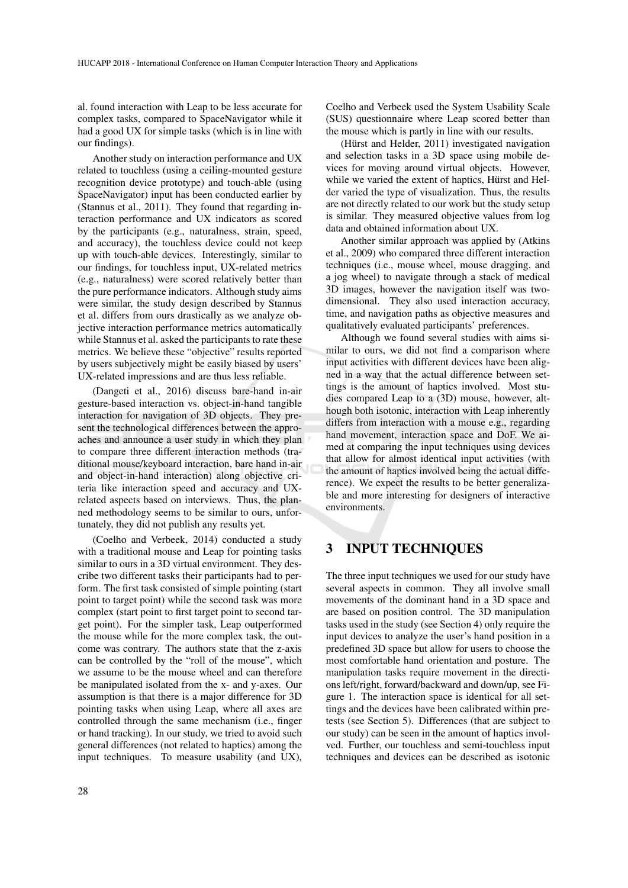al. found interaction with Leap to be less accurate for complex tasks, compared to SpaceNavigator while it had a good UX for simple tasks (which is in line with our findings).

Another study on interaction performance and UX related to touchless (using a ceiling-mounted gesture recognition device prototype) and touch-able (using SpaceNavigator) input has been conducted earlier by (Stannus et al., 2011). They found that regarding interaction performance and UX indicators as scored by the participants (e.g., naturalness, strain, speed, and accuracy), the touchless device could not keep up with touch-able devices. Interestingly, similar to our findings, for touchless input, UX-related metrics (e.g., naturalness) were scored relatively better than the pure performance indicators. Although study aims were similar, the study design described by Stannus et al. differs from ours drastically as we analyze objective interaction performance metrics automatically while Stannus et al. asked the participants to rate these metrics. We believe these "objective" results reported by users subjectively might be easily biased by users' UX-related impressions and are thus less reliable.

(Dangeti et al., 2016) discuss bare-hand in-air gesture-based interaction vs. object-in-hand tangible interaction for navigation of 3D objects. They present the technological differences between the approaches and announce a user study in which they plan to compare three different interaction methods (traditional mouse/keyboard interaction, bare hand in-air and object-in-hand interaction) along objective criteria like interaction speed and accuracy and UX-related aspects based on interviews. Thus, the planned methodology seems to be similar to ours, unfortunately, they did not publish any results yet.

(Coelho and Verbeek, 2014) conducted a study with a traditional mouse and Leap for pointing tasks similar to ours in a 3D virtual environment. They describe two different tasks their participants had to perform. The first task consisted of simple pointing (start point to target point) while the second task was more complex (start point to first target point to second target point). For the simpler task, Leap outperformed the mouse while for the more complex task, the outcome was contrary. The authors state that the z-axis can be controlled by the "roll of the mouse", which we assume to be the mouse wheel and can therefore be manipulated isolated from the x- and y-axes. Our assumption is that there is a major difference for 3D pointing tasks when using Leap, where all axes are controlled through the same mechanism (i.e., finger or hand tracking). In our study, we tried to avoid such general differences (not related to haptics) among the input techniques. To measure usability (and UX), Coelho and Verbeek used the System Usability Scale (SUS) questionnaire where Leap scored better than the mouse which is partly in line with our results.

(Hürst and Helder, 2011) investigated navigation and selection tasks in a 3D space using mobile devices for moving around virtual objects. However, while we varied the extent of haptics, Hürst and Helder varied the type of visualization. Thus, the results are not directly related to our work but the study setup is similar. They measured objective values from log data and obtained information about UX.

Another similar approach was applied by (Atkins et al., 2009) who compared three different interaction techniques (i.e., mouse wheel, mouse dragging, and a jog wheel) to navigate through a stack of medical 3D images, however the navigation itself was two-dimensional. They also used interaction accuracy, time, and navigation paths as objective measures and qualitatively evaluated participants' preferences.

Although we found several studies with aims similar to ours, we did not find a comparison where input activities with different devices have been aligned in a way that the actual difference between settings is the amount of haptics involved. Most studies compared Leap to a (3D) mouse, however, although both isotonic, interaction with Leap inherently differs from interaction with a mouse e.g., regarding hand movement, interaction space and DoF. We aimed at comparing the input techniques using devices that allow for almost identical input activities (with the amount of haptics involved being the actual difference). We expect the results to be better generalizable and more interesting for designers of interactive environments.

## 3 INPUT TECHNIQUES

The three input techniques we used for our study have several aspects in common. They all involve small movements of the dominant hand in a 3D space and are based on position control. The 3D manipulation tasks used in the study (see Section 4) only require the input devices to analyze the user's hand position in a predefined 3D space but allow for users to choose the most comfortable hand orientation and posture. The manipulation tasks require movement in the directions left/right, forward/backward and down/up, see Figure 1. The interaction space is identical for all settings and the devices have been calibrated within pretests (see Section 5). Differences (that are subject to our study) can be seen in the amount of haptics involved. Further, our touchless and semi-touchless input techniques and devices can be described as isotonic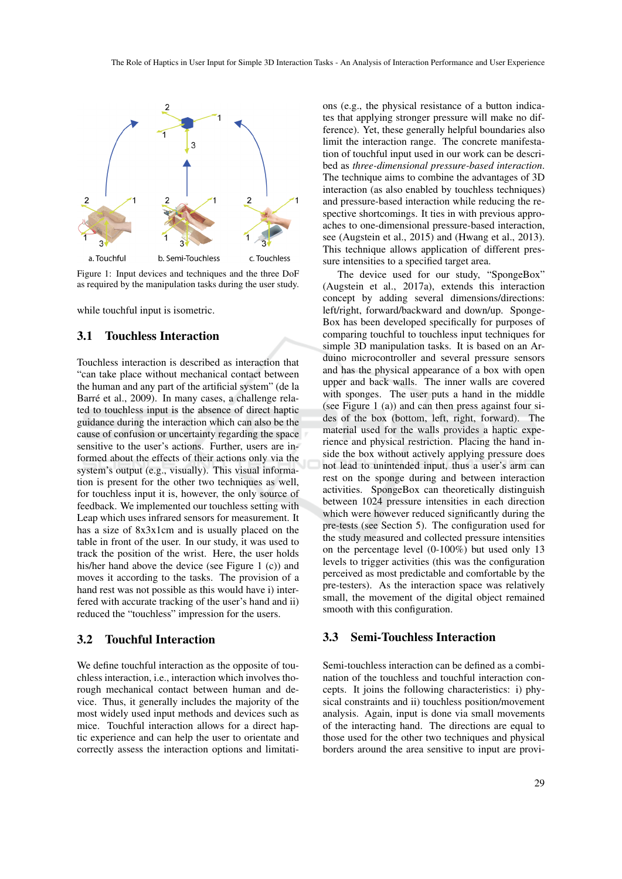Figure 1: Input devices and techniques and the three DoF as required by the manipulation tasks during the user study.

while touchful input is isometric.

### 3.1 Touchless Interaction

Touchless interaction is described as interaction that "can take place without mechanical contact between the human and any part of the artificial system" (de la Barré et al., 2009). In many cases, a challenge related to touchless input is the absence of direct haptic guidance during the interaction which can also be the cause of confusion or uncertainty regarding the space sensitive to the user's actions. Further, users are informed about the effects of their actions only via the system's output (e.g., visually). This visual information is present for the other two techniques as well, for touchless input it is, however, the only source of feedback. We implemented our touchless setting with Leap which uses infrared sensors for measurement. It has a size of 8x3x1cm and is usually placed on the table in front of the user. In our study, it was used to track the position of the wrist. Here, the user holds his/her hand above the device (see Figure 1 (c)) and moves it according to the tasks. The provision of a hand rest was not possible as this would have i) interfered with accurate tracking of the user's hand and ii) reduced the "touchless" impression for the users.

### 3.2 Touchful Interaction

We define touchful interaction as the opposite of touchless interaction, i.e., interaction which involves thorough mechanical contact between human and device. Thus, it generally includes the majority of the most widely used input methods and devices such as mice. Touchful interaction allows for a direct haptic experience and can help the user to orientate and correctly assess the interaction options and limitations (e.g., the physical resistance of a button indicates that applying stronger pressure will make no difference). Yet, these generally helpful boundaries also limit the interaction range. The concrete manifestation of touchful input used in our work can be described as *three-dimensional pressure-based interaction*. The technique aims to combine the advantages of 3D interaction (as also enabled by touchless techniques) and pressure-based interaction while reducing the respective shortcomings. It ties in with previous approaches to one-dimensional pressure-based interaction, see (Augstein et al., 2015) and (Hwang et al., 2013). This technique allows application of different pressure intensities to a specified target area.

The device used for our study, "SpongeBox" (Augstein et al., 2017a), extends this interaction concept by adding several dimensions/directions: left/right, forward/backward and down/up. SpongeBox has been developed specifically for purposes of comparing touchful to touchless input techniques for simple 3D manipulation tasks. It is based on an Arduino microcontroller and several pressure sensors and has the physical appearance of a box with open upper and back walls. The inner walls are covered with sponges. The user puts a hand in the middle (see Figure 1 (a)) and can then press against four sides of the box (bottom, left, right, forward). The material used for the walls provides a haptic experience and physical restriction. Placing the hand inside the box without actively applying pressure does not lead to unintended input, thus a user's arm can rest on the sponge during and between interaction activities. SpongeBox can theoretically distinguish between 1024 pressure intensities in each direction which were however reduced significantly during the pre-tests (see Section 5). The configuration used for the study measured and collected pressure intensities on the percentage level (0-100%) but used only 13 levels to trigger activities (this was the configuration perceived as most predictable and comfortable by the pre-testers). As the interaction space was relatively small, the movement of the digital object remained smooth with this configuration.

### 3.3 Semi-Touchless Interaction

Semi-touchless interaction can be defined as a combination of the touchless and touchful interaction concepts. It joins the following characteristics: i) physical constraints and ii) touchless position/movement analysis. Again, input is done via small movements of the interacting hand. The directions are equal to those used for the other two techniques and physical borders around the area sensitive to input are provi-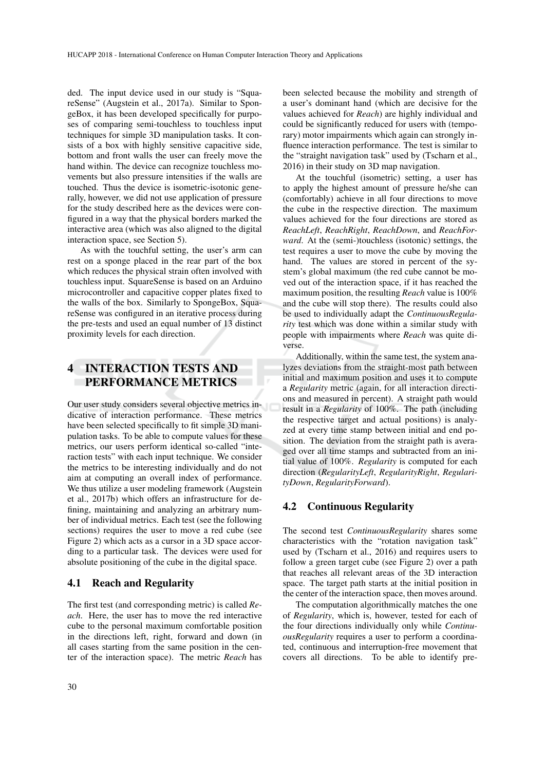ded. The input device used in our study is "SquareSense" (Augstein et al., 2017a). Similar to SpongeBox, it has been developed specifically for purposes of comparing semi-touchless to touchless input techniques for simple 3D manipulation tasks. It consists of a box with highly sensitive capacitive side, bottom and front walls the user can freely move the hand within. The device can recognize touchless movements but also pressure intensities if the walls are touched. Thus the device is isometric-isotonic generally, however, we did not use application of pressure for the study described here as the devices were configured in a way that the physical borders marked the interactive area (which was also aligned to the digital interaction space, see Section 5).

As with the touchful setting, the user's arm can rest on a sponge placed in the rear part of the box which reduces the physical strain often involved with touchless input. SquareSense is based on an Arduino microcontroller and capacitive copper plates fixed to the walls of the box. Similarly to SpongeBox, SquareSense was configured in an iterative process during the pre-tests and used an equal number of 13 distinct proximity levels for each direction.

# 4 INTERACTION TESTS AND PERFORMANCE METRICS

Our user study considers several objective metrics indicative of interaction performance. These metrics have been selected specifically to fit simple 3D manipulation tasks. To be able to compute values for these metrics, our users perform identical so-called "interaction tests" with each input technique. We consider the metrics to be interesting individually and do not aim at computing an overall index of performance. We thus utilize a user modeling framework (Augstein et al., 2017b) which offers an infrastructure for defining, maintaining and analyzing an arbitrary number of individual metrics. Each test (see the following sections) requires the user to move a red cube (see Figure 2) which acts as a cursor in a 3D space according to a particular task. The devices were used for absolute positioning of the cube in the digital space.

## 4.1 Reach and Regularity

The first test (and corresponding metric) is called *Reach*. Here, the user has to move the red interactive cube to the personal maximum comfortable position in the directions left, right, forward and down (in all cases starting from the same position in the center of the interaction space). The metric *Reach* has been selected because the mobility and strength of a user's dominant hand (which are decisive for the values achieved for *Reach*) are highly individual and could be significantly reduced for users with (temporary) motor impairments which again can strongly influence interaction performance. The test is similar to the "straight navigation task" used by (Tscharn et al., 2016) in their study on 3D map navigation.

At the touchful (isometric) setting, a user has to apply the highest amount of pressure he/she can (comfortably) achieve in all four directions to move the cube in the respective direction. The maximum values achieved for the four directions are stored as *ReachLeft*, *ReachRight*, *ReachDown*, and *ReachForward*. At the (semi-)touchless (isotonic) settings, the test requires a user to move the cube by moving the hand. The values are stored in percent of the system's global maximum (the red cube cannot be moved out of the interaction space, if it has reached the maximum position, the resulting *Reach* value is 100% and the cube will stop there). The results could also be used to individually adapt the *ContinuousRegularity* test which was done within a similar study with people with impairments where *Reach* was quite diverse.

Additionally, within the same test, the system analyzes deviations from the straight-most path between initial and maximum position and uses it to compute a *Regularity* metric (again, for all interaction directions and measured in percent). A straight path would result in a *Regularity* of 100%. The path (including the respective target and actual positions) is analyzed at every time stamp between initial and end position. The deviation from the straight path is averaged over all time stamps and subtracted from an initial value of 100%. *Regularity* is computed for each direction (*RegularityLeft*, *RegularityRight*, *RegularityDown*, *RegularityForward*).

## 4.2 Continuous Regularity

The second test *ContinuousRegularity* shares some characteristics with the "rotation navigation task" used by (Tscharn et al., 2016) and requires users to follow a green target cube (see Figure 2) over a path that reaches all relevant areas of the 3D interaction space. The target path starts at the initial position in the center of the interaction space, then moves around.

The computation algorithmically matches the one of *Regularity*, which is, however, tested for each of the four directions individually only while *ContinuousRegularity* requires a user to perform a coordinated, continuous and interruption-free movement that covers all directions. To be able to identify pre-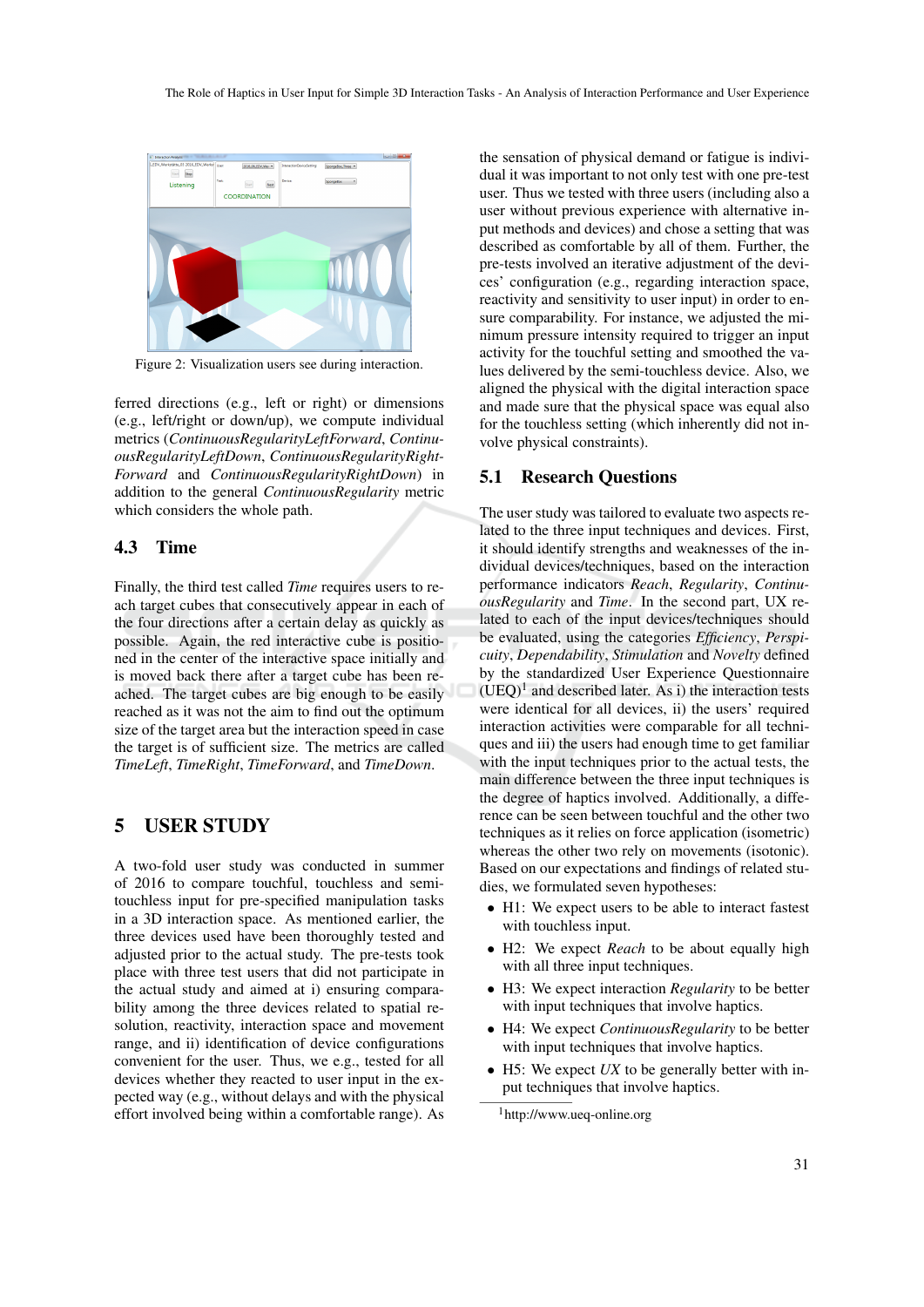Figure 2: Visualization users see during interaction.

ferred directions (e.g., left or right) or dimensions (e.g., left/right or down/up), we compute individual metrics (*ContinuousRegularityLeftForward*, *ContinuousRegularityLeftDown*, *ContinuousRegularityRightForward* and *ContinuousRegularityRightDown*) in addition to the general *ContinuousRegularity* metric which considers the whole path.

### 4.3 Time

Finally, the third test called *Time* requires users to reach target cubes that consecutively appear in each of the four directions after a certain delay as quickly as possible. Again, the red interactive cube is positioned in the center of the interactive space initially and is moved back there after a target cube has been reached. The target cubes are big enough to be easily reached as it was not the aim to find out the optimum size of the target area but the interaction speed in case the target is of sufficient size. The metrics are called *TimeLeft*, *TimeRight*, *TimeForward*, and *TimeDown*.

## 5 USER STUDY

A two-fold user study was conducted in summer of 2016 to compare touchful, touchless and semi-touchless input for pre-specified manipulation tasks in a 3D interaction space. As mentioned earlier, the three devices used have been thoroughly tested and adjusted prior to the actual study. The pre-tests took place with three test users that did not participate in the actual study and aimed at i) ensuring comparability among the three devices related to spatial resolution, reactivity, interaction space and movement range, and ii) identification of device configurations convenient for the user. Thus, we e.g., tested for all devices whether they reacted to user input in the expected way (e.g., without delays and with the physical effort involved being within a comfortable range). As the sensation of physical demand or fatigue is individual it was important to not only test with one pre-test user. Thus we tested with three users (including also a user without previous experience with alternative input methods and devices) and chose a setting that was described as comfortable by all of them. Further, the pre-tests involved an iterative adjustment of the devices' configuration (e.g., regarding interaction space, reactivity and sensitivity to user input) in order to ensure comparability. For instance, we adjusted the minimum pressure intensity required to trigger an input activity for the touchful setting and smoothed the values delivered by the semi-touchless device. Also, we aligned the physical with the digital interaction space and made sure that the physical space was equal also for the touchless setting (which inherently did not involve physical constraints).

### 5.1 Research Questions

The user study was tailored to evaluate two aspects related to the three input techniques and devices. First, it should identify strengths and weaknesses of the individual devices/techniques, based on the interaction performance indicators *Reach*, *Regularity*, *ContinuousRegularity* and *Time*. In the second part, UX related to each of the input devices/techniques should be evaluated, using the categories *Efficiency*, *Perspicuity*, *Dependability*, *Stimulation* and *Novelty* defined by the standardized User Experience Questionnaire (UEQ)[1] and described later. As i) the interaction tests were identical for all devices, ii) the users' required interaction activities were comparable for all techniques and iii) the users had enough time to get familiar with the input techniques prior to the actual tests, the main difference between the three input techniques is the degree of haptics involved. Additionally, a difference can be seen between touchful and the other two techniques as it relies on force application (isometric) whereas the other two rely on movements (isotonic). Based on our expectations and findings of related studies, we formulated seven hypotheses:

- H1: We expect users to be able to interact fastest with touchless input.
- H2: We expect *Reach* to be about equally high with all three input techniques.
- H3: We expect interaction *Regularity* to be better with input techniques that involve haptics.
- H4: We expect *ContinuousRegularity* to be better with input techniques that involve haptics.
- H5: We expect *UX* to be generally better with input techniques that involve haptics.

[1] http://www.ueq-online.org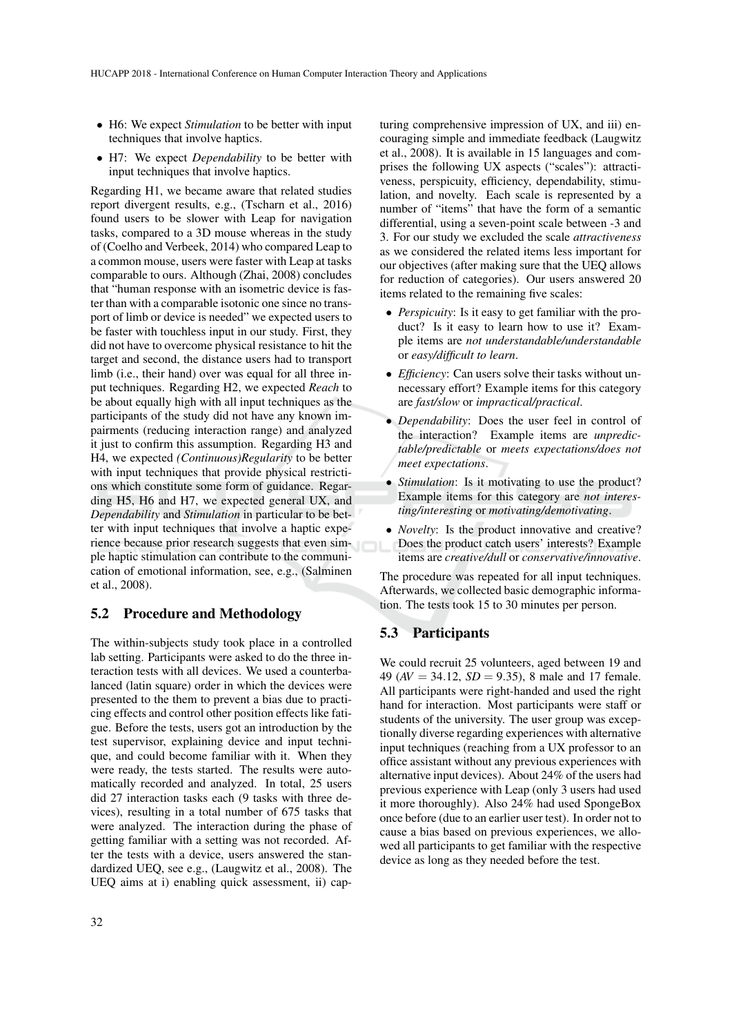- H6: We expect *Stimulation* to be better with input techniques that involve haptics.
- H7: We expect *Dependability* to be better with input techniques that involve haptics.

Regarding H1, we became aware that related studies report divergent results, e.g., (Tscharn et al., 2016) found users to be slower with Leap for navigation tasks, compared to a 3D mouse whereas in the study of (Coelho and Verbeek, 2014) who compared Leap to a common mouse, users were faster with Leap at tasks comparable to ours. Although (Zhai, 2008) concludes that "human response with an isometric device is faster than with a comparable isotonic one since no transport of limb or device is needed" we expected users to be faster with touchless input in our study. First, they did not have to overcome physical resistance to hit the target and second, the distance users had to transport limb (i.e., their hand) over was equal for all three input techniques. Regarding H2, we expected *Reach* to be about equally high with all input techniques as the participants of the study did not have any known impairments (reducing interaction range) and analyzed it just to confirm this assumption. Regarding H3 and H4, we expected *(Continuous)Regularity* to be better with input techniques that provide physical restrictions which constitute some form of guidance. Regarding H5, H6 and H7, we expected general UX, and *Dependability* and *Stimulation* in particular to be better with input techniques that involve a haptic experience because prior research suggests that even simple haptic stimulation can contribute to the communication of emotional information, see, e.g., (Salminen et al., 2008).

## 5.2 Procedure and Methodology

The within-subjects study took place in a controlled lab setting. Participants were asked to do the three interaction tests with all devices. We used a counterbalanced (latin square) order in which the devices were presented to the them to prevent a bias due to practicing effects and control other position effects like fatigue. Before the tests, users got an introduction by the test supervisor, explaining device and input technique, and could become familiar with it. When they were ready, the tests started. The results were automatically recorded and analyzed. In total, 25 users did 27 interaction tasks each (9 tasks with three devices), resulting in a total number of 675 tasks that were analyzed. The interaction during the phase of getting familiar with a setting was not recorded. After the tests with a device, users answered the standardized UEQ, see e.g., (Laugwitz et al., 2008). The UEQ aims at i) enabling quick assessment, ii) capturing comprehensive impression of UX, and iii) encouraging simple and immediate feedback (Laugwitz et al., 2008). It is available in 15 languages and comprises the following UX aspects ("scales"): attractiveness, perspicuity, efficiency, dependability, stimulation, and novelty. Each scale is represented by a number of "items" that have the form of a semantic differential, using a seven-point scale between -3 and 3. For our study we excluded the scale *attractiveness* as we considered the related items less important for our objectives (after making sure that the UEQ allows for reduction of categories). Our users answered 20 items related to the remaining five scales:

- *Perspicuity*: Is it easy to get familiar with the product? Is it easy to learn how to use it? Example items are *not understandable/understandable* or *easy/difficult to learn*.
- *Efficiency*: Can users solve their tasks without unnecessary effort? Example items for this category are *fast/slow* or *impractical/practical*.
- *Dependability*: Does the user feel in control of the interaction? Example items are *unpredictable/predictable* or *meets expectations/does not meet expectations*.
- *Stimulation*: Is it motivating to use the product? Example items for this category are *not interesting/interesting* or *motivating/demotivating*.
- *Novelty*: Is the product innovative and creative? Does the product catch users' interests? Example items are *creative/dull* or *conservative/innovative*.

The procedure was repeated for all input techniques. Afterwards, we collected basic demographic information. The tests took 15 to 30 minutes per person.

## 5.3 Participants

We could recruit 25 volunteers, aged between 19 and 49 ($AV = 34.12$, $SD = 9.35$), 8 male and 17 female. All participants were right-handed and used the right hand for interaction. Most participants were staff or students of the university. The user group was exceptionally diverse regarding experiences with alternative input techniques (reaching from a UX professor to an office assistant without any previous experiences with alternative input devices). About 24% of the users had previous experience with Leap (only 3 users had used it more thoroughly). Also 24% had used SpongeBox once before (due to an earlier user test). In order not to cause a bias based on previous experiences, we allowed all participants to get familiar with the respective device as long as they needed before the test.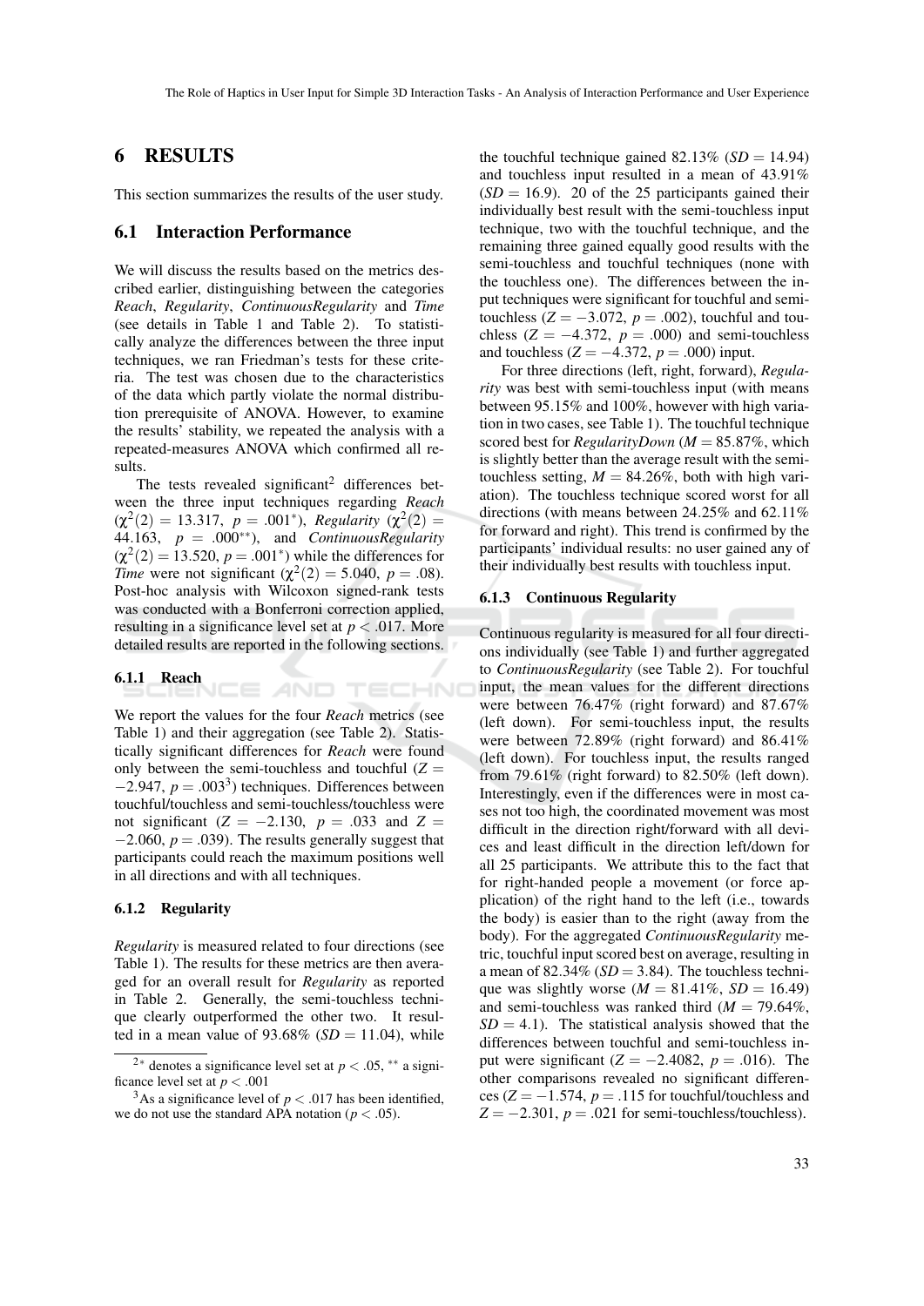# 6 RESULTS

This section summarizes the results of the user study.

## 6.1 Interaction Performance

We will discuss the results based on the metrics described earlier, distinguishing between the categories *Reach*, *Regularity*, *ContinuousRegularity* and *Time* (see details in Table 1 and Table 2). To statistically analyze the differences between the three input techniques, we ran Friedman's tests for these criteria. The test was chosen due to the characteristics of the data which partly violate the normal distribution prerequisite of ANOVA. However, to examine the results' stability, we repeated the analysis with a repeated-measures ANOVA which confirmed all results.

The tests revealed significant[2] differences between the three input techniques regarding *Reach* ($\chi^2(2) = 13.317$, $p = .001^*$), *Regularity* ($\chi^2(2) = 44.163$, $p = .000^{**}$), and *ContinuousRegularity* ($\chi^2(2) = 13.520$, $p = .001^*$) while the differences for *Time* were not significant ($\chi^2(2) = 5.040$, $p = .08$). Post-hoc analysis with Wilcoxon signed-rank tests was conducted with a Bonferroni correction applied, resulting in a significance level set at $p < .017$. More detailed results are reported in the following sections.

### 6.1.1 Reach

We report the values for the four *Reach* metrics (see Table 1) and their aggregation (see Table 2). Statistically significant differences for *Reach* were found only between the semi-touchless and touchful ($Z = -2.947$, $p = .003$[3]) techniques. Differences between touchful/touchless and semi-touchless/touchless were not significant ($Z = -2.130$, $p = .033$ and $Z = -2.060$, $p = .039$). The results generally suggest that participants could reach the maximum positions well in all directions and with all techniques.

### 6.1.2 Regularity

*Regularity* is measured related to four directions (see Table 1). The results for these metrics are then averaged for an overall result for *Regularity* as reported in Table 2. Generally, the semi-touchless technique clearly outperformed the other two. It resulted in a mean value of 93.68% ($SD = 11.04$), while the touchful technique gained 82.13% ($SD = 14.94$) and touchless input resulted in a mean of 43.91% ($SD = 16.9$). 20 of the 25 participants gained their individually best result with the semi-touchless input technique, two with the touchful technique, and the remaining three gained equally good results with the semi-touchless and touchful techniques (none with the touchless one). The differences between the input techniques were significant for touchful and semi-touchless ($Z = -3.072$, $p = .002$), touchful and touchless ($Z = -4.372$, $p = .000$) and semi-touchless and touchless ($Z = -4.372$, $p = .000$) input.

For three directions (left, right, forward), *Regularity* was best with semi-touchless input (with means between 95.15% and 100%, however with high variation in two cases, see Table 1). The touchful technique scored best for *RegularityDown* ($M = 85.87\%$, which is slightly better than the average result with the semi-touchless setting, $M = 84.26\%$, both with high variation). The touchless technique scored worst for all directions (with means between 24.25% and 62.11% for forward and right). This trend is confirmed by the participants' individual results: no user gained any of their individually best results with touchless input.

### 6.1.3 Continuous Regularity

Continuous regularity is measured for all four directions individually (see Table 1) and further aggregated to *ContinuousRegularity* (see Table 2). For touchful input, the mean values for the different directions were between 76.47% (right forward) and 87.67% (left down). For semi-touchless input, the results were between 72.89% (right forward) and 86.41% (left down). For touchless input, the results ranged from 79.61% (right forward) to 82.50% (left down). Interestingly, even if the differences were in most cases not too high, the coordinated movement was most difficult in the direction right/forward with all devices and least difficult in the direction left/down for all 25 participants. We attribute this to the fact that for right-handed people a movement (or force application) of the right hand to the left (i.e., towards the body) is easier than to the right (away from the body). For the aggregated *ContinuousRegularity* metric, touchful input scored best on average, resulting in a mean of 82.34% ($SD = 3.84$). The touchless technique was slightly worse ($M = 81.41\%$, $SD = 16.49$) and semi-touchless was ranked third ($M = 79.64\%$, $SD = 4.1$). The statistical analysis showed that the differences between touchful and semi-touchless input were significant ($Z = -2.4082$, $p = .016$). The other comparisons revealed no significant differences ($Z = -1.574$, $p = .115$ for touchful/touchless and $Z = -2.301$, $p = .021$ for semi-touchless/touchless).

---

[2] $^*$ denotes a significance level set at $p < .05$, $^{**}$ a significance level set at $p < .001$

[3] As a significance level of $p < .017$ has been identified, we do not use the standard APA notation ($p < .05$).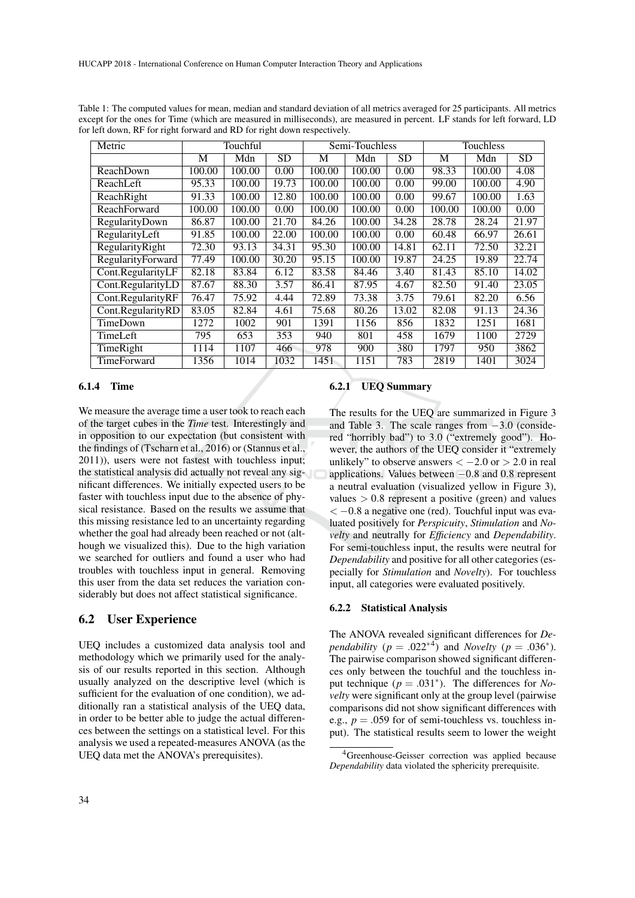Table 1: The computed values for mean, median and standard deviation of all metrics averaged for 25 participants. All metrics except for the ones for Time (which are measured in milliseconds), are measured in percent. LF stands for left forward, LD for left down, RF for right forward and RD for right down respectively.

| Metric | Touchful | | | Semi-Touchless | | | Touchless | | |
|---|---|---|---|---|---|---|---|---|---|
| | M | Mdn | SD | M | Mdn | SD | M | Mdn | SD |
| ReachDown | 100.00 | 100.00 | 0.00 | 100.00 | 100.00 | 0.00 | 98.33 | 100.00 | 4.08 |
| ReachLeft | 95.33 | 100.00 | 19.73 | 100.00 | 100.00 | 0.00 | 99.00 | 100.00 | 4.90 |
| ReachRight | 91.33 | 100.00 | 12.80 | 100.00 | 100.00 | 0.00 | 99.67 | 100.00 | 1.63 |
| ReachForward | 100.00 | 100.00 | 0.00 | 100.00 | 100.00 | 0.00 | 100.00 | 100.00 | 0.00 |
| RegularityDown | 86.87 | 100.00 | 21.70 | 84.26 | 100.00 | 34.28 | 28.78 | 28.24 | 21.97 |
| RegularityLeft | 91.85 | 100.00 | 22.00 | 100.00 | 100.00 | 0.00 | 60.48 | 66.97 | 26.61 |
| RegularityRight | 72.30 | 93.13 | 34.31 | 95.30 | 100.00 | 14.81 | 62.11 | 72.50 | 32.21 |
| RegularityForward | 77.49 | 100.00 | 30.20 | 95.15 | 100.00 | 19.87 | 24.25 | 19.89 | 22.74 |
| Cont.RegularityLF | 82.18 | 83.84 | 6.12 | 83.58 | 84.46 | 3.40 | 81.43 | 85.10 | 14.02 |
| Cont.RegularityLD | 87.67 | 88.30 | 3.57 | 86.41 | 87.95 | 4.67 | 82.50 | 91.40 | 23.05 |
| Cont.RegularityRF | 76.47 | 75.92 | 4.44 | 72.89 | 73.38 | 3.75 | 79.61 | 82.20 | 6.56 |
| Cont.RegularityRD | 83.05 | 82.84 | 4.61 | 75.68 | 80.26 | 13.02 | 82.08 | 91.13 | 24.36 |
| TimeDown | 1272 | 1002 | 901 | 1391 | 1156 | 856 | 1832 | 1251 | 1681 |
| TimeLeft | 795 | 653 | 353 | 940 | 801 | 458 | 1679 | 1100 | 2729 |
| TimeRight | 1114 | 1107 | 466 | 978 | 900 | 380 | 1797 | 950 | 3862 |
| TimeForward | 1356 | 1014 | 1032 | 1451 | 1151 | 783 | 2819 | 1401 | 3024 |

#### 6.1.4 Time

We measure the average time a user took to reach each of the target cubes in the *Time* test. Interestingly and in opposition to our expectation (but consistent with the findings of (Tscharn et al., 2016) or (Stannus et al., 2011)), users were not fastest with touchless input; the statistical analysis did actually not reveal any significant differences. We initially expected users to be faster with touchless input due to the absence of physical resistance. Based on the results we assume that this missing resistance led to an uncertainty regarding whether the goal had already been reached or not (although we visualized this). Due to the high variation we searched for outliers and found a user who had troubles with touchless input in general. Removing this user from the data set reduces the variation considerably but does not affect statistical significance.

### 6.2 User Experience

UEQ includes a customized data analysis tool and methodology which we primarily used for the analysis of our results reported in this section. Although usually analyzed on the descriptive level (which is sufficient for the evaluation of one condition), we additionally ran a statistical analysis of the UEQ data, in order to be better able to judge the actual differences between the settings on a statistical level. For this analysis we used a repeated-measures ANOVA (as the UEQ data met the ANOVA's prerequisites).

#### 6.2.1 UEQ Summary

The results for the UEQ are summarized in Figure 3 and Table 3. The scale ranges from $-3.0$ (considered "horribly bad") to 3.0 ("extremely good"). However, the authors of the UEQ consider it "extremely unlikely" to observe answers $< -2.0$ or $> 2.0$ in real applications. Values between $-0.8$ and 0.8 represent a neutral evaluation (visualized yellow in Figure 3), values $> 0.8$ represent a positive (green) and values $< -0.8$ a negative one (red). Touchful input was evaluated positively for *Perspicuity*, *Stimulation* and *Novelty* and neutrally for *Efficiency* and *Dependability*. For semi-touchless input, the results were neutral for *Dependability* and positive for all other categories (especially for *Stimulation* and *Novelty*). For touchless input, all categories were evaluated positively.

#### 6.2.2 Statistical Analysis

The ANOVA revealed significant differences for *Dependability* ($p = .022^{*}$[4]) and *Novelty* ($p = .036^{*}$). The pairwise comparison showed significant differences only between the touchful and the touchless input technique ($p = .031^{*}$). The differences for *Novelty* were significant only at the group level (pairwise comparisons did not show significant differences with e.g., $p = .059$ for of semi-touchless vs. touchless input). The statistical results seem to lower the weight

[4] Greenhouse-Geisser correction was applied because *Dependability* data violated the sphericity prerequisite.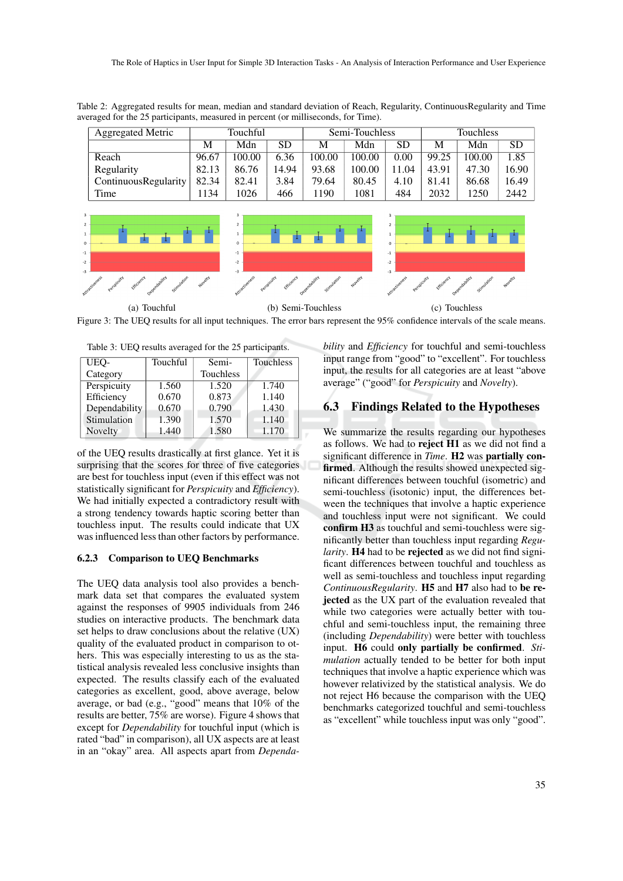Table 2: Aggregated results for mean, median and standard deviation of Reach, Regularity, ContinuousRegularity and Time averaged for the 25 participants, measured in percent (or milliseconds, for Time).

| Aggregated Metric | Touchful | | | Semi-Touchless | | | Touchless | | |
|---|---|---|---|---|---|---|---|---|---|
| | M | Mdn | SD | M | Mdn | SD | M | Mdn | SD |
| Reach | 96.67 | 100.00 | 6.36 | 100.00 | 100.00 | 0.00 | 99.25 | 100.00 | 1.85 |
| Regularity | 82.13 | 86.76 | 14.94 | 93.68 | 100.00 | 11.04 | 43.91 | 47.30 | 16.90 |
| ContinuousRegularity | 82.34 | 82.41 | 3.84 | 79.64 | 80.45 | 4.10 | 81.41 | 86.68 | 16.49 |
| Time | 1134 | 1026 | 466 | 1190 | 1081 | 484 | 2032 | 1250 | 2442 |

(a) Touchful (b) Semi-Touchless (c) Touchless

Figure 3: The UEQ results for all input techniques. The error bars represent the 95% confidence intervals of the scale means.

Table 3: UEQ results averaged for the 25 participants.

| UEQ-Category | Touchful | Semi-Touchless | Touchless |
|---|---|---|---|
| Perspicuity | 1.560 | 1.520 | 1.740 |
| Efficiency | 0.670 | 0.873 | 1.140 |
| Dependability | 0.670 | 0.790 | 1.430 |
| Stimulation | 1.390 | 1.570 | 1.140 |
| Novelty | 1.440 | 1.580 | 1.170 |

of the UEQ results drastically at first glance. Yet it is surprising that the scores for three of five categories are best for touchless input (even if this effect was not statistically significant for *Perspicuity* and *Efficiency*). We had initially expected a contradictory result with a strong tendency towards haptic scoring better than touchless input. The results could indicate that UX was influenced less than other factors by performance.

### 6.2.3 Comparison to UEQ Benchmarks

The UEQ data analysis tool also provides a benchmark data set that compares the evaluated system against the responses of 9905 individuals from 246 studies on interactive products. The benchmark data set helps to draw conclusions about the relative (UX) quality of the evaluated product in comparison to others. This was especially interesting to us as the statistical analysis revealed less conclusive insights than expected. The results classify each of the evaluated categories as excellent, good, above average, below average, or bad (e.g., "good" means that 10% of the results are better, 75% are worse). Figure 4 shows that except for *Dependability* for touchful input (which is rated "bad" in comparison), all UX aspects are at least in an "okay" area. All aspects apart from *Dependability* and *Efficiency* for touchful and semi-touchless input range from "good" to "excellent". For touchless input, the results for all categories are at least "above average" ("good" for *Perspicuity* and *Novelty*).

## 6.3 Findings Related to the Hypotheses

We summarize the results regarding our hypotheses as follows. We had to **reject H1** as we did not find a significant difference in *Time*. **H2** was **partially confirmed**. Although the results showed unexpected significant differences between touchful (isometric) and semi-touchless (isotonic) input, the differences between the techniques that involve a haptic experience and touchless input were not significant. We could **confirm H3** as touchful and semi-touchless were significantly better than touchless input regarding *Regularity*. **H4** had to be **rejected** as we did not find significant differences between touchful and touchless as well as semi-touchless and touchless input regarding *ContinuousRegularity*. **H5** and **H7** also had to **be rejected** as the UX part of the evaluation revealed that while two categories were actually better with touchful and semi-touchless input, the remaining three (including *Dependability*) were better with touchless input. **H6** could **only partially be confirmed**. *Stimulation* actually tended to be better for both input techniques that involve a haptic experience which was however relativized by the statistical analysis. We do not reject H6 because the comparison with the UEQ benchmarks categorized touchful and semi-touchless as "excellent" while touchless input was only "good".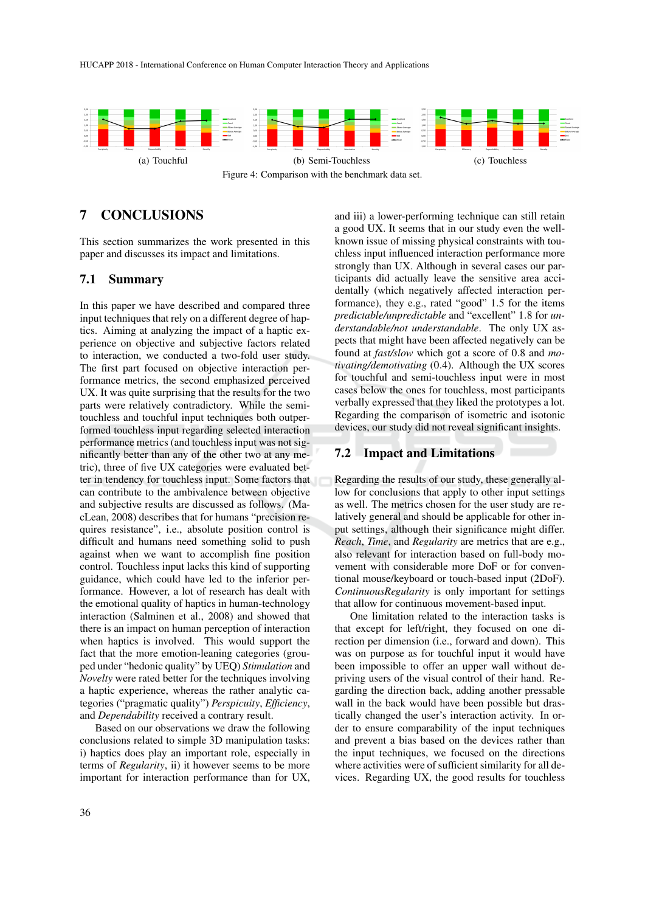(a) Touchful (b) Semi-Touchless (c) Touchless

Figure 4: Comparison with the benchmark data set.

## 7 CONCLUSIONS

This section summarizes the work presented in this paper and discusses its impact and limitations.

### 7.1 Summary

In this paper we have described and compared three input techniques that rely on a different degree of haptics. Aiming at analyzing the impact of a haptic experience on objective and subjective factors related to interaction, we conducted a two-fold user study. The first part focused on objective interaction performance metrics, the second emphasized perceived UX. It was quite surprising that the results for the two parts were relatively contradictory. While the semi-touchless and touchful input techniques both outperformed touchless input regarding selected interaction performance metrics (and touchless input was not significantly better than any of the other two at any metric), three of five UX categories were evaluated better in tendency for touchless input. Some factors that can contribute to the ambivalence between objective and subjective results are discussed as follows. (MacLean, 2008) describes that for humans "precision requires resistance", i.e., absolute position control is difficult and humans need something solid to push against when we want to accomplish fine position control. Touchless input lacks this kind of supporting guidance, which could have led to the inferior performance. However, a lot of research has dealt with the emotional quality of haptics in human-technology interaction (Salminen et al., 2008) and showed that there is an impact on human perception of interaction when haptics is involved. This would support the fact that the more emotion-leaning categories (grouped under "hedonic quality" by UEQ) *Stimulation* and *Novelty* were rated better for the techniques involving a haptic experience, whereas the rather analytic categories ("pragmatic quality") *Perspicuity*, *Efficiency*, and *Dependability* received a contrary result.

Based on our observations we draw the following conclusions related to simple 3D manipulation tasks: i) haptics does play an important role, especially in terms of *Regularity*, ii) it however seems to be more important for interaction performance than for UX, and iii) a lower-performing technique can still retain a good UX. It seems that in our study even the well-known issue of missing physical constraints with touchless input influenced interaction performance more strongly than UX. Although in several cases our participants did actually leave the sensitive area accidentally (which negatively affected interaction performance), they e.g., rated "good" 1.5 for the items *predictable/unpredictable* and "excellent" 1.8 for *understandable/not understandable*. The only UX aspects that might have been affected negatively can be found at *fast/slow* which got a score of 0.8 and *motivating/demotivating* (0.4). Although the UX scores for touchful and semi-touchless input were in most cases below the ones for touchless, most participants verbally expressed that they liked the prototypes a lot. Regarding the comparison of isometric and isotonic devices, our study did not reveal significant insights.

### 7.2 Impact and Limitations

Regarding the results of our study, these generally allow for conclusions that apply to other input settings as well. The metrics chosen for the user study are relatively general and should be applicable for other input settings, although their significance might differ. *Reach*, *Time*, and *Regularity* are metrics that are e.g., also relevant for interaction based on full-body movement with considerable more DoF or for conventional mouse/keyboard or touch-based input (2DoF). *ContinuousRegularity* is only important for settings that allow for continuous movement-based input.

One limitation related to the interaction tasks is that except for left/right, they focused on one direction per dimension (i.e., forward and down). This was on purpose as for touchful input it would have been impossible to offer an upper wall without depriving users of the visual control of their hand. Regarding the direction back, adding another pressable wall in the back would have been possible but drastically changed the user's interaction activity. In order to ensure comparability of the input techniques and prevent a bias based on the devices rather than the input techniques, we focused on the directions where activities were of sufficient similarity for all devices. Regarding UX, the good results for touchless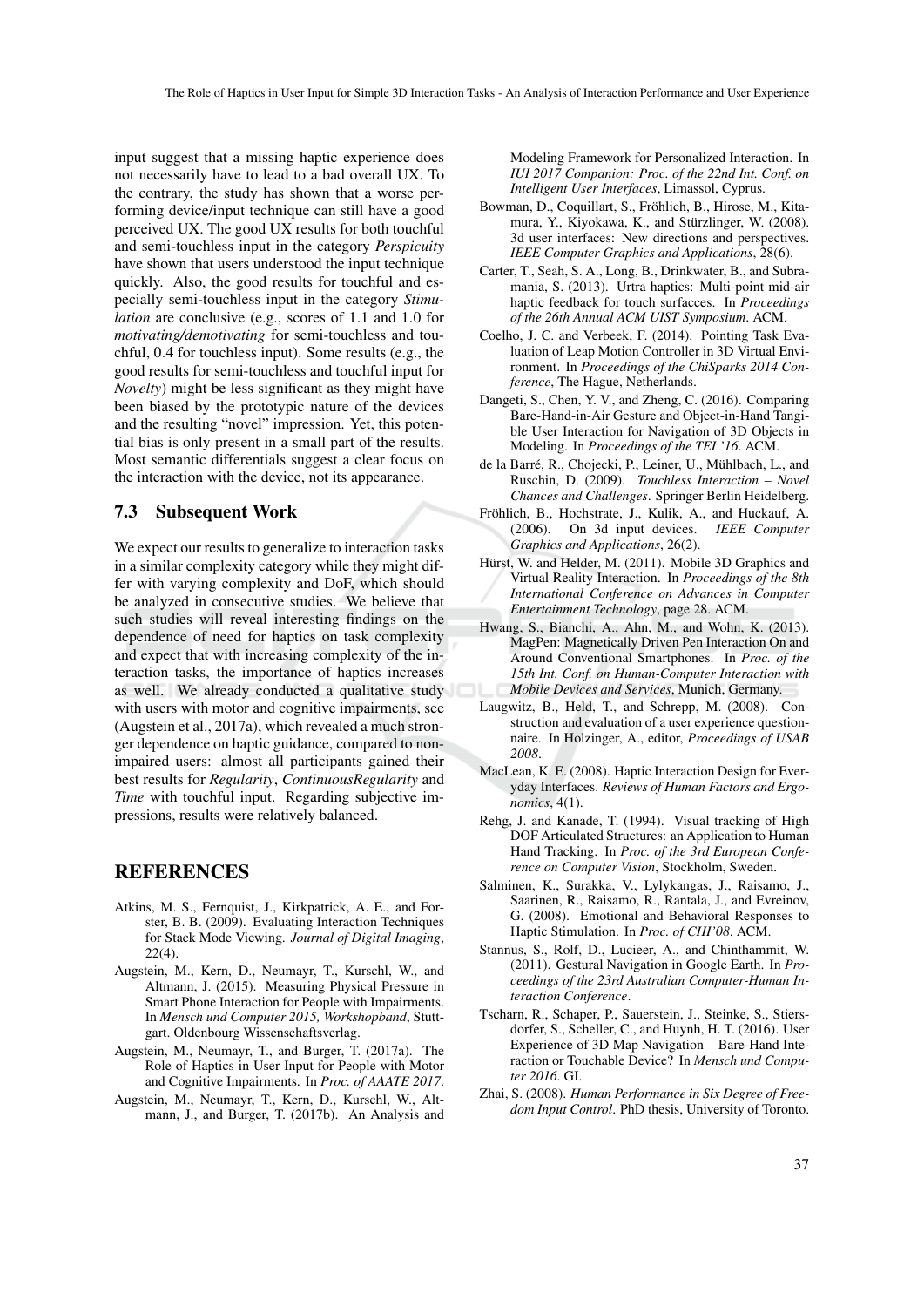input suggest that a missing haptic experience does not necessarily have to lead to a bad overall UX. To the contrary, the study has shown that a worse performing device/input technique can still have a good perceived UX. The good UX results for both touchful and semi-touchless input in the category *Perspicuity* have shown that users understood the input technique quickly. Also, the good results for touchful and especially semi-touchless input in the category *Stimulation* are conclusive (e.g., scores of 1.1 and 1.0 for *motivating/demotivating* for semi-touchless and touchful, 0.4 for touchless input). Some results (e.g., the good results for semi-touchless and touchful input for *Novelty*) might be less significant as they might have been biased by the prototypic nature of the devices and the resulting "novel" impression. Yet, this potential bias is only present in a small part of the results. Most semantic differentials suggest a clear focus on the interaction with the device, not its appearance.

### 7.3 Subsequent Work

We expect our results to generalize to interaction tasks in a similar complexity category while they might differ with varying complexity and DoF, which should be analyzed in consecutive studies. We believe that such studies will reveal interesting findings on the dependence of need for haptics on task complexity and expect that with increasing complexity of the interaction tasks, the importance of haptics increases as well. We already conducted a qualitative study with users with motor and cognitive impairments, see (Augstein et al., 2017a), which revealed a much stronger dependence on haptic guidance, compared to non-impaired users: almost all participants gained their best results for *Regularity*, *ContinuousRegularity* and *Time* with touchful input. Regarding subjective impressions, results were relatively balanced.

## REFERENCES

Atkins, M. S., Fernquist, J., Kirkpatrick, A. E., and Forster, B. B. (2009). Evaluating Interaction Techniques for Stack Mode Viewing. *Journal of Digital Imaging*, 22(4).

Augstein, M., Kern, D., Neumayr, T., Kurschl, W., and Altmann, J. (2015). Measuring Physical Pressure in Smart Phone Interaction for People with Impairments. In *Mensch und Computer 2015, Workshopband*, Stuttgart. Oldenbourg Wissenschaftsverlag.

Augstein, M., Neumayr, T., and Burger, T. (2017a). The Role of Haptics in User Input for People with Motor and Cognitive Impairments. In *Proc. of AAATE 2017*.

Augstein, M., Neumayr, T., Kern, D., Kurschl, W., Altmann, J., and Burger, T. (2017b). An Analysis and Modeling Framework for Personalized Interaction. In *IUI 2017 Companion: Proc. of the 22nd Int. Conf. on Intelligent User Interfaces*, Limassol, Cyprus.

Bowman, D., Coquillart, S., Fröhlich, B., Hirose, M., Kitamura, Y., Kiyokawa, K., and Stürzlinger, W. (2008). 3d user interfaces: New directions and perspectives. *IEEE Computer Graphics and Applications*, 28(6).

Carter, T., Seah, S. A., Long, B., Drinkwater, B., and Subramania, S. (2013). Urtra haptics: Multi-point mid-air haptic feedback for touch surfacces. In *Proceedings of the 26th Annual ACM UIST Symposium*. ACM.

Coelho, J. C. and Verbeek, F. (2014). Pointing Task Evaluation of Leap Motion Controller in 3D Virtual Environment. In *Proceedings of the ChiSparks 2014 Conference*, The Hague, Netherlands.

Dangeti, S., Chen, Y. V., and Zheng, C. (2016). Comparing Bare-Hand-in-Air Gesture and Object-in-Hand Tangible User Interaction for Navigation of 3D Objects in Modeling. In *Proceedings of the TEI '16*. ACM.

de la Barré, R., Chojecki, P., Leiner, U., Mühlbach, L., and Ruschin, D. (2009). *Touchless Interaction – Novel Chances and Challenges*. Springer Berlin Heidelberg.

Fröhlich, B., Hochstrate, J., Kulik, A., and Huckauf, A. (2006). On 3d input devices. *IEEE Computer Graphics and Applications*, 26(2).

Hürst, W. and Helder, M. (2011). Mobile 3D Graphics and Virtual Reality Interaction. In *Proceedings of the 8th International Conference on Advances in Computer Entertainment Technology*, page 28. ACM.

Hwang, S., Bianchi, A., Ahn, M., and Wohn, K. (2013). MagPen: Magnetically Driven Pen Interaction On and Around Conventional Smartphones. In *Proc. of the 15th Int. Conf. on Human-Computer Interaction with Mobile Devices and Services*, Munich, Germany.

Laugwitz, B., Held, T., and Schrepp, M. (2008). Construction and evaluation of a user experience questionnaire. In Holzinger, A., editor, *Proceedings of USAB 2008*.

MacLean, K. E. (2008). Haptic Interaction Design for Everyday Interfaces. *Reviews of Human Factors and Ergonomics*, 4(1).

Rehg, J. and Kanade, T. (1994). Visual tracking of High DOF Articulated Structures: an Application to Human Hand Tracking. In *Proc. of the 3rd European Conference on Computer Vision*, Stockholm, Sweden.

Salminen, K., Surakka, V., Lylykangas, J., Raisamo, J., Saarinen, R., Raisamo, R., Rantala, J., and Evreinov, G. (2008). Emotional and Behavioral Responses to Haptic Stimulation. In *Proc. of CHI'08*. ACM.

Stannus, S., Rolf, D., Lucieer, A., and Chinthammit, W. (2011). Gestural Navigation in Google Earth. In *Proceedings of the 23rd Australian Computer-Human Interaction Conference*.

Tscharn, R., Schaper, P., Sauerstein, J., Steinke, S., Stiersdorfer, S., Scheller, C., and Huynh, H. T. (2016). User Experience of 3D Map Navigation – Bare-Hand Interaction or Touchable Device? In *Mensch und Computer 2016*. GI.

Zhai, S. (2008). *Human Performance in Six Degree of Freedom Input Control*. PhD thesis, University of Toronto.